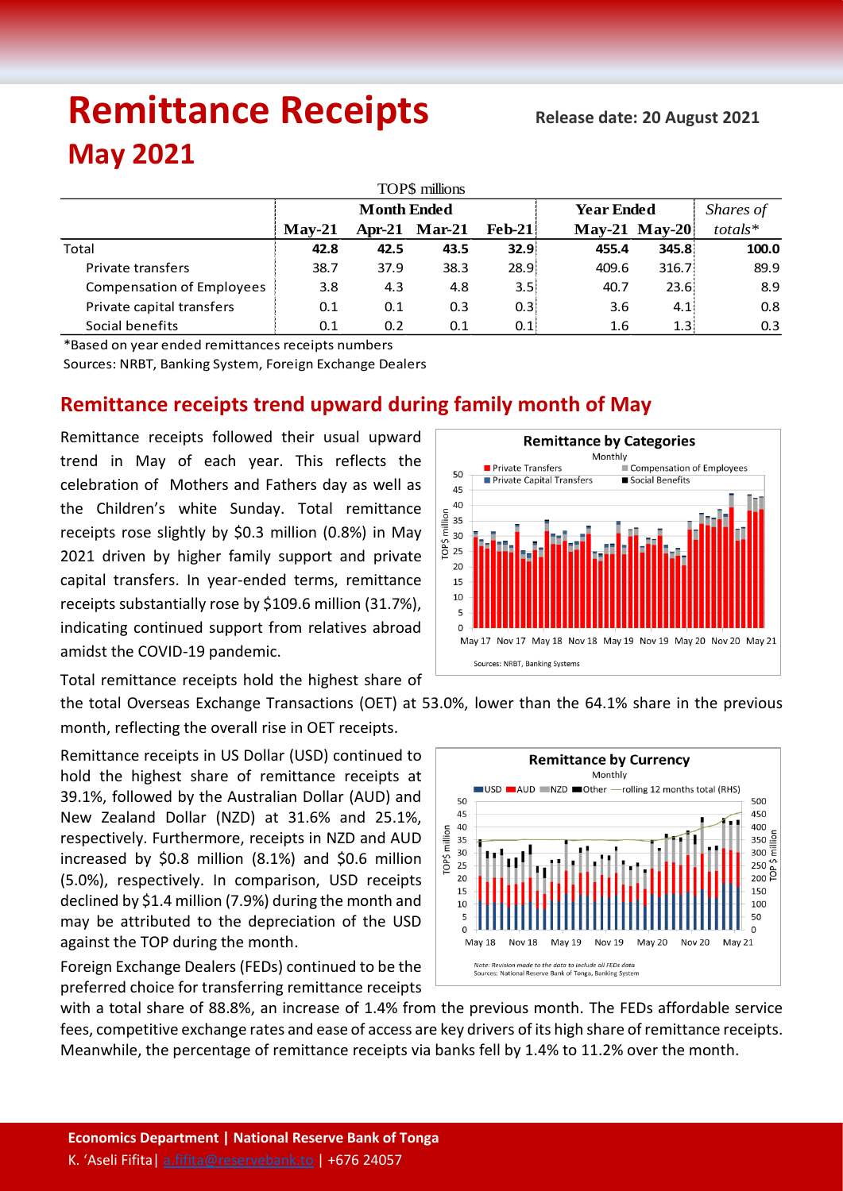# Remittance Receipts

**Release date: 20 August 2021**

## May 2021

| | Month Ended | | | | Year Ended | | Shares of |
|---|---|---|---|---|---|---|---|
| TOP$ millions | May-21 | Apr-21 | Mar-21 | Feb-21 | May-21 | May-20 | totals* |
| Total | 42.8 | 42.5 | 43.5 | 32.9 | 455.4 | 345.8 | 100.0 |
| Private transfers | 38.7 | 37.9 | 38.3 | 28.9 | 409.6 | 316.7 | 89.9 |
| Compensation of Employees | 3.8 | 4.3 | 4.8 | 3.5 | 40.7 | 23.6 | 8.9 |
| Private capital transfers | 0.1 | 0.1 | 0.3 | 0.3 | 3.6 | 4.1 | 0.8 |
| Social benefits | 0.1 | 0.2 | 0.1 | 0.1 | 1.6 | 1.3 | 0.3 |

*Based on year ended remittances receipts numbers

Sources: NRBT, Banking System, Foreign Exchange Dealers

## Remittance receipts trend upward during family month of May

Remittance receipts followed their usual upward trend in May of each year. This reflects the celebration of Mothers and Fathers day as well as the Children's white Sunday. Total remittance receipts rose slightly by $0.3 million (0.8%) in May 2021 driven by higher family support and private capital transfers. In year-ended terms, remittance receipts substantially rose by $109.6 million (31.7%), indicating continued support from relatives abroad amidst the COVID-19 pandemic.

Total remittance receipts hold the highest share of the total Overseas Exchange Transactions (OET) at 53.0%, lower than the 64.1% share in the previous month, reflecting the overall rise in OET receipts.

Remittance receipts in US Dollar (USD) continued to hold the highest share of remittance receipts at 39.1%, followed by the Australian Dollar (AUD) and New Zealand Dollar (NZD) at 31.6% and 25.1%, respectively. Furthermore, receipts in NZD and AUD increased by $0.8 million (8.1%) and $0.6 million (5.0%), respectively. In comparison, USD receipts declined by $1.4 million (7.9%) during the month and may be attributed to the depreciation of the USD against the TOP during the month.

Foreign Exchange Dealers (FEDs) continued to be the preferred choice for transferring remittance receipts with a total share of 88.8%, an increase of 1.4% from the previous month. The FEDs affordable service fees, competitive exchange rates and ease of access are key drivers of its high share of remittance receipts. Meanwhile, the percentage of remittance receipts via banks fell by 1.4% to 11.2% over the month.

**Economics Department | National Reserve Bank of Tonga**

K. 'Aseli Fifita| a.fifita@reservebank.to | +676 24057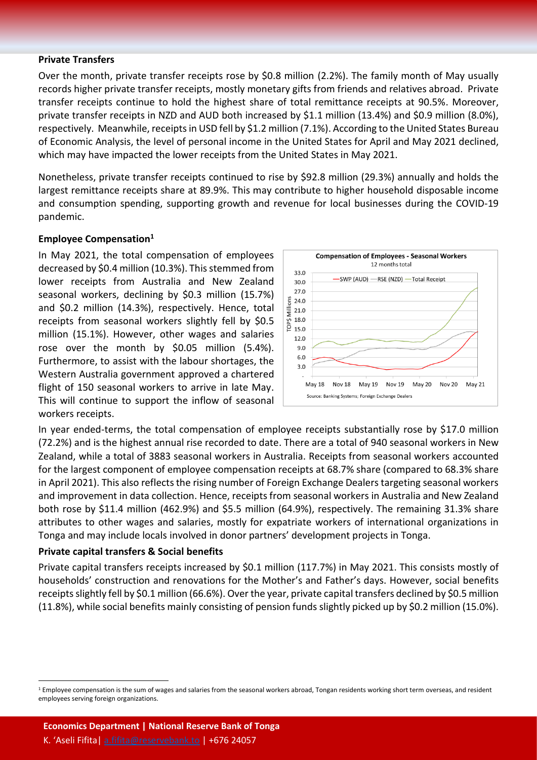### Private Transfers

Over the month, private transfer receipts rose by \$0.8 million (2.2%). The family month of May usually records higher private transfer receipts, mostly monetary gifts from friends and relatives abroad. Private transfer receipts continue to hold the highest share of total remittance receipts at 90.5%. Moreover, private transfer receipts in NZD and AUD both increased by \$1.1 million (13.4%) and \$0.9 million (8.0%), respectively. Meanwhile, receipts in USD fell by \$1.2 million (7.1%). According to the United States Bureau of Economic Analysis, the level of personal income in the United States for April and May 2021 declined, which may have impacted the lower receipts from the United States in May 2021.

Nonetheless, private transfer receipts continued to rise by \$92.8 million (29.3%) annually and holds the largest remittance receipts share at 89.9%. This may contribute to higher household disposable income and consumption spending, supporting growth and revenue for local businesses during the COVID-19 pandemic.

### Employee Compensation[1]

In May 2021, the total compensation of employees decreased by \$0.4 million (10.3%). This stemmed from lower receipts from Australia and New Zealand seasonal workers, declining by \$0.3 million (15.7%) and \$0.2 million (14.3%), respectively. Hence, total receipts from seasonal workers slightly fell by \$0.5 million (15.1%). However, other wages and salaries rose over the month by \$0.05 million (5.4%). Furthermore, to assist with the labour shortages, the Western Australia government approved a chartered flight of 150 seasonal workers to arrive in late May. This will continue to support the inflow of seasonal workers receipts.

**Compensation of Employees - Seasonal Workers**
12 months total

Source: Banking Systems; Foreign Exchange Dealers

In year ended-terms, the total compensation of employee receipts substantially rose by \$17.0 million (72.2%) and is the highest annual rise recorded to date. There are a total of 940 seasonal workers in New Zealand, while a total of 3883 seasonal workers in Australia. Receipts from seasonal workers accounted for the largest component of employee compensation receipts at 68.7% share (compared to 68.3% share in April 2021). This also reflects the rising number of Foreign Exchange Dealers targeting seasonal workers and improvement in data collection. Hence, receipts from seasonal workers in Australia and New Zealand both rose by \$11.4 million (462.9%) and \$5.5 million (64.9%), respectively. The remaining 31.3% share attributes to other wages and salaries, mostly for expatriate workers of international organizations in Tonga and may include locals involved in donor partners' development projects in Tonga.

### Private capital transfers & Social benefits

Private capital transfers receipts increased by \$0.1 million (117.7%) in May 2021. This consists mostly of households' construction and renovations for the Mother's and Father's days. However, social benefits receipts slightly fell by \$0.1 million (66.6%). Over the year, private capital transfers declined by \$0.5 million (11.8%), while social benefits mainly consisting of pension funds slightly picked up by \$0.2 million (15.0%).

[1] Employee compensation is the sum of wages and salaries from the seasonal workers abroad, Tongan residents working short term overseas, and resident employees serving foreign organizations.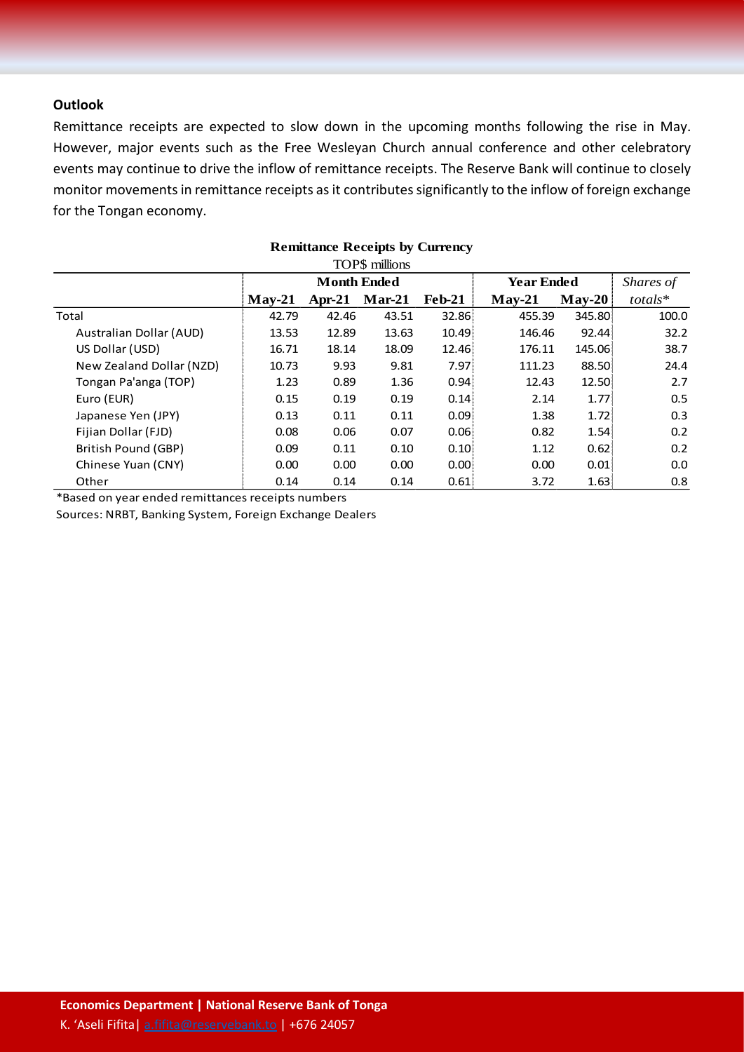**Outlook**

Remittance receipts are expected to slow down in the upcoming months following the rise in May. However, major events such as the Free Wesleyan Church annual conference and other celebratory events may continue to drive the inflow of remittance receipts. The Reserve Bank will continue to closely monitor movements in remittance receipts as it contributes significantly to the inflow of foreign exchange for the Tongan economy.

**Remittance Receipts by Currency**

TOP$ millions

| | Month Ended | | | | Year Ended | | *Shares of* |
|---|---|---|---|---|---|---|---|
| | **May-21** | **Apr-21** | **Mar-21** | **Feb-21** | **May-21** | **May-20** | *totals\** |
| Total | 42.79 | 42.46 | 43.51 | 32.86 | 455.39 | 345.80 | 100.0 |
| Australian Dollar (AUD) | 13.53 | 12.89 | 13.63 | 10.49 | 146.46 | 92.44 | 32.2 |
| US Dollar (USD) | 16.71 | 18.14 | 18.09 | 12.46 | 176.11 | 145.06 | 38.7 |
| New Zealand Dollar (NZD) | 10.73 | 9.93 | 9.81 | 7.97 | 111.23 | 88.50 | 24.4 |
| Tongan Pa'anga (TOP) | 1.23 | 0.89 | 1.36 | 0.94 | 12.43 | 12.50 | 2.7 |
| Euro (EUR) | 0.15 | 0.19 | 0.19 | 0.14 | 2.14 | 1.77 | 0.5 |
| Japanese Yen (JPY) | 0.13 | 0.11 | 0.11 | 0.09 | 1.38 | 1.72 | 0.3 |
| Fijian Dollar (FJD) | 0.08 | 0.06 | 0.07 | 0.06 | 0.82 | 1.54 | 0.2 |
| British Pound (GBP) | 0.09 | 0.11 | 0.10 | 0.10 | 1.12 | 0.62 | 0.2 |
| Chinese Yuan (CNY) | 0.00 | 0.00 | 0.00 | 0.00 | 0.00 | 0.01 | 0.0 |
| Other | 0.14 | 0.14 | 0.14 | 0.61 | 3.72 | 1.63 | 0.8 |

*Based on year ended remittances receipts numbers

Sources: NRBT, Banking System, Foreign Exchange Dealers

**Economics Department | National Reserve Bank of Tonga**

K. 'Aseli Fifita| a.fifita@reservebank.to | +676 24057